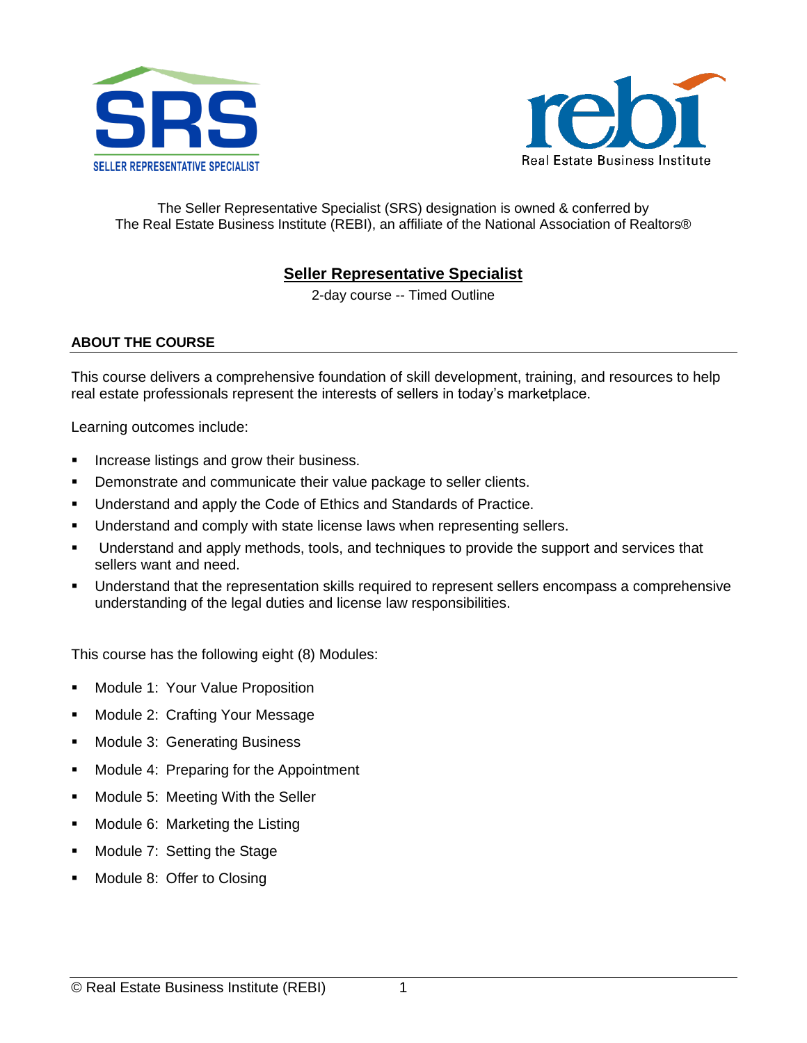SRS
SELLER REPRESENTATIVE SPECIALIST

rebi
Real Estate Business Institute

The Seller Representative Specialist (SRS) designation is owned & conferred by
The Real Estate Business Institute (REBI), an affiliate of the National Association of Realtors®

# Seller Representative Specialist

2-day course -- Timed Outline

## ABOUT THE COURSE

This course delivers a comprehensive foundation of skill development, training, and resources to help real estate professionals represent the interests of sellers in today's marketplace.

Learning outcomes include:

- Increase listings and grow their business.
- Demonstrate and communicate their value package to seller clients.
- Understand and apply the Code of Ethics and Standards of Practice.
- Understand and comply with state license laws when representing sellers.
- Understand and apply methods, tools, and techniques to provide the support and services that sellers want and need.
- Understand that the representation skills required to represent sellers encompass a comprehensive understanding of the legal duties and license law responsibilities.

This course has the following eight (8) Modules:

- Module 1: Your Value Proposition
- Module 2: Crafting Your Message
- Module 3: Generating Business
- Module 4: Preparing for the Appointment
- Module 5: Meeting With the Seller
- Module 6: Marketing the Listing
- Module 7: Setting the Stage
- Module 8: Offer to Closing

© Real Estate Business Institute (REBI)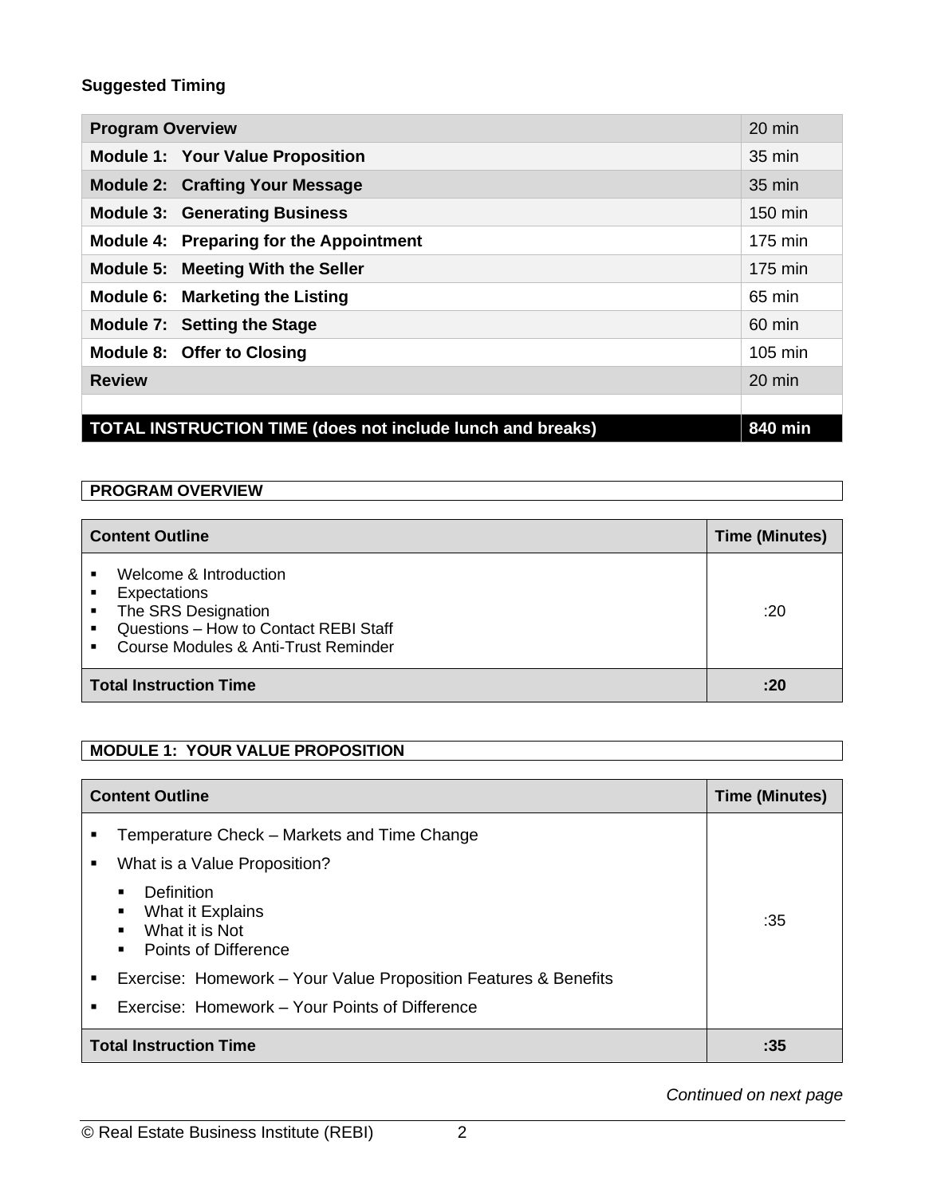**Suggested Timing**

| Program Overview | 20 min |
|---|---|
| Module 1:   Your Value Proposition | 35 min |
| Module 2:   Crafting Your Message | 35 min |
| Module 3:   Generating Business | 150 min |
| Module 4:   Preparing for the Appointment | 175 min |
| Module 5:   Meeting With the Seller | 175 min |
| Module 6:   Marketing the Listing | 65 min |
| Module 7:   Setting the Stage | 60 min |
| Module 8:   Offer to Closing | 105 min |
| Review | 20 min |
| | |
| **TOTAL INSTRUCTION TIME (does not include lunch and breaks)** | **840 min** |

**PROGRAM OVERVIEW**

| Content Outline | Time (Minutes) |
|---|---|
| ▪ Welcome & Introduction<br>▪ Expectations<br>▪ The SRS Designation<br>▪ Questions – How to Contact REBI Staff<br>▪ Course Modules & Anti-Trust Reminder | :20 |
| **Total Instruction Time** | **:20** |

**MODULE 1: YOUR VALUE PROPOSITION**

| Content Outline | Time (Minutes) |
|---|---|
| ▪ Temperature Check – Markets and Time Change<br>▪ What is a Value Proposition?<br>&nbsp;&nbsp;&nbsp;&nbsp;▪ Definition<br>&nbsp;&nbsp;&nbsp;&nbsp;▪ What it Explains<br>&nbsp;&nbsp;&nbsp;&nbsp;▪ What it is Not<br>&nbsp;&nbsp;&nbsp;&nbsp;▪ Points of Difference<br>▪ Exercise: Homework – Your Value Proposition Features & Benefits<br>▪ Exercise: Homework – Your Points of Difference | :35 |
| **Total Instruction Time** | **:35** |

*Continued on next page*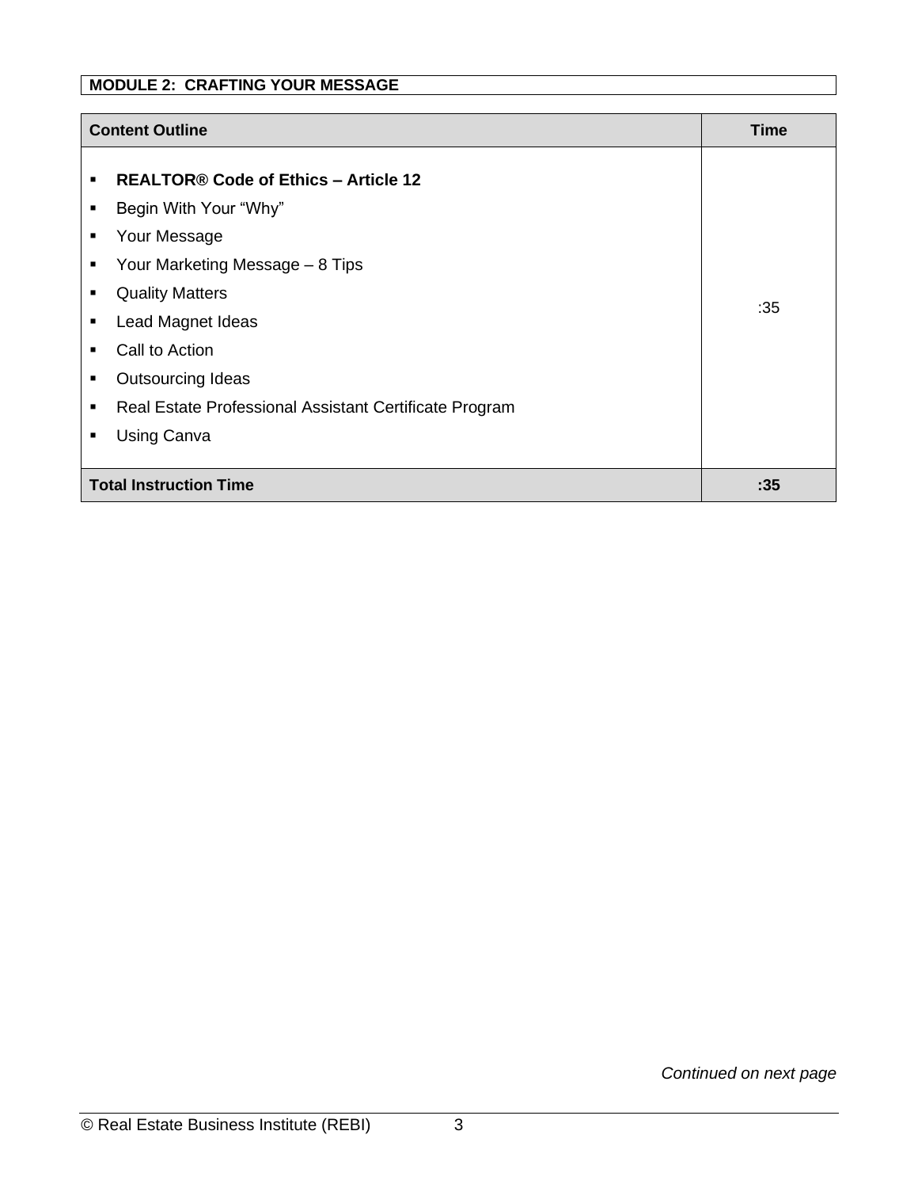**MODULE 2: CRAFTING YOUR MESSAGE**

| Content Outline | Time |
|---|---|
| ▪ **REALTOR® Code of Ethics – Article 12**<br>▪ Begin With Your "Why"<br>▪ Your Message<br>▪ Your Marketing Message – 8 Tips<br>▪ Quality Matters<br>▪ Lead Magnet Ideas<br>▪ Call to Action<br>▪ Outsourcing Ideas<br>▪ Real Estate Professional Assistant Certificate Program<br>▪ Using Canva | :35 |
| **Total Instruction Time** | **:35** |

*Continued on next page*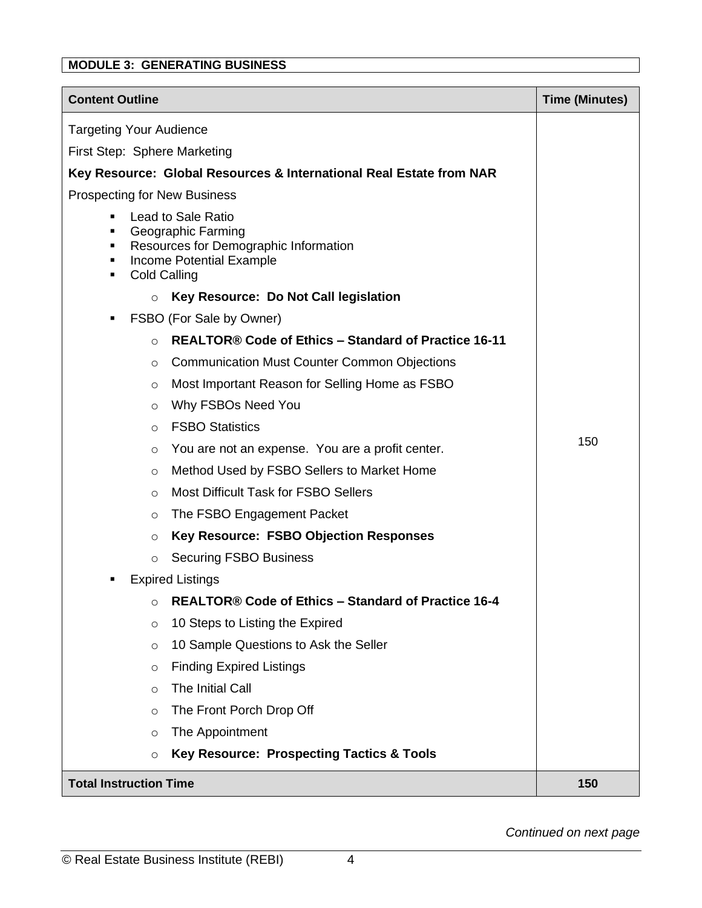**MODULE 3: GENERATING BUSINESS**

| Content Outline | Time (Minutes) |
|---|---|
| Targeting Your Audience<br>First Step: Sphere Marketing<br>**Key Resource: Global Resources & International Real Estate from NAR**<br>Prospecting for New Business<br>▪ Lead to Sale Ratio<br>▪ Geographic Farming<br>▪ Resources for Demographic Information<br>▪ Income Potential Example<br>▪ Cold Calling<br>&nbsp;&nbsp;&nbsp;&nbsp;○ **Key Resource: Do Not Call legislation**<br>▪ FSBO (For Sale by Owner)<br>&nbsp;&nbsp;&nbsp;&nbsp;○ **REALTOR® Code of Ethics – Standard of Practice 16-11**<br>&nbsp;&nbsp;&nbsp;&nbsp;○ Communication Must Counter Common Objections<br>&nbsp;&nbsp;&nbsp;&nbsp;○ Most Important Reason for Selling Home as FSBO<br>&nbsp;&nbsp;&nbsp;&nbsp;○ Why FSBOs Need You<br>&nbsp;&nbsp;&nbsp;&nbsp;○ FSBO Statistics<br>&nbsp;&nbsp;&nbsp;&nbsp;○ You are not an expense. You are a profit center.<br>&nbsp;&nbsp;&nbsp;&nbsp;○ Method Used by FSBO Sellers to Market Home<br>&nbsp;&nbsp;&nbsp;&nbsp;○ Most Difficult Task for FSBO Sellers<br>&nbsp;&nbsp;&nbsp;&nbsp;○ The FSBO Engagement Packet<br>&nbsp;&nbsp;&nbsp;&nbsp;○ **Key Resource: FSBO Objection Responses**<br>&nbsp;&nbsp;&nbsp;&nbsp;○ Securing FSBO Business<br>▪ Expired Listings<br>&nbsp;&nbsp;&nbsp;&nbsp;○ **REALTOR® Code of Ethics – Standard of Practice 16-4**<br>&nbsp;&nbsp;&nbsp;&nbsp;○ 10 Steps to Listing the Expired<br>&nbsp;&nbsp;&nbsp;&nbsp;○ 10 Sample Questions to Ask the Seller<br>&nbsp;&nbsp;&nbsp;&nbsp;○ Finding Expired Listings<br>&nbsp;&nbsp;&nbsp;&nbsp;○ The Initial Call<br>&nbsp;&nbsp;&nbsp;&nbsp;○ The Front Porch Drop Off<br>&nbsp;&nbsp;&nbsp;&nbsp;○ The Appointment<br>&nbsp;&nbsp;&nbsp;&nbsp;○ **Key Resource: Prospecting Tactics & Tools** | 150 |
| **Total Instruction Time** | **150** |

*Continued on next page*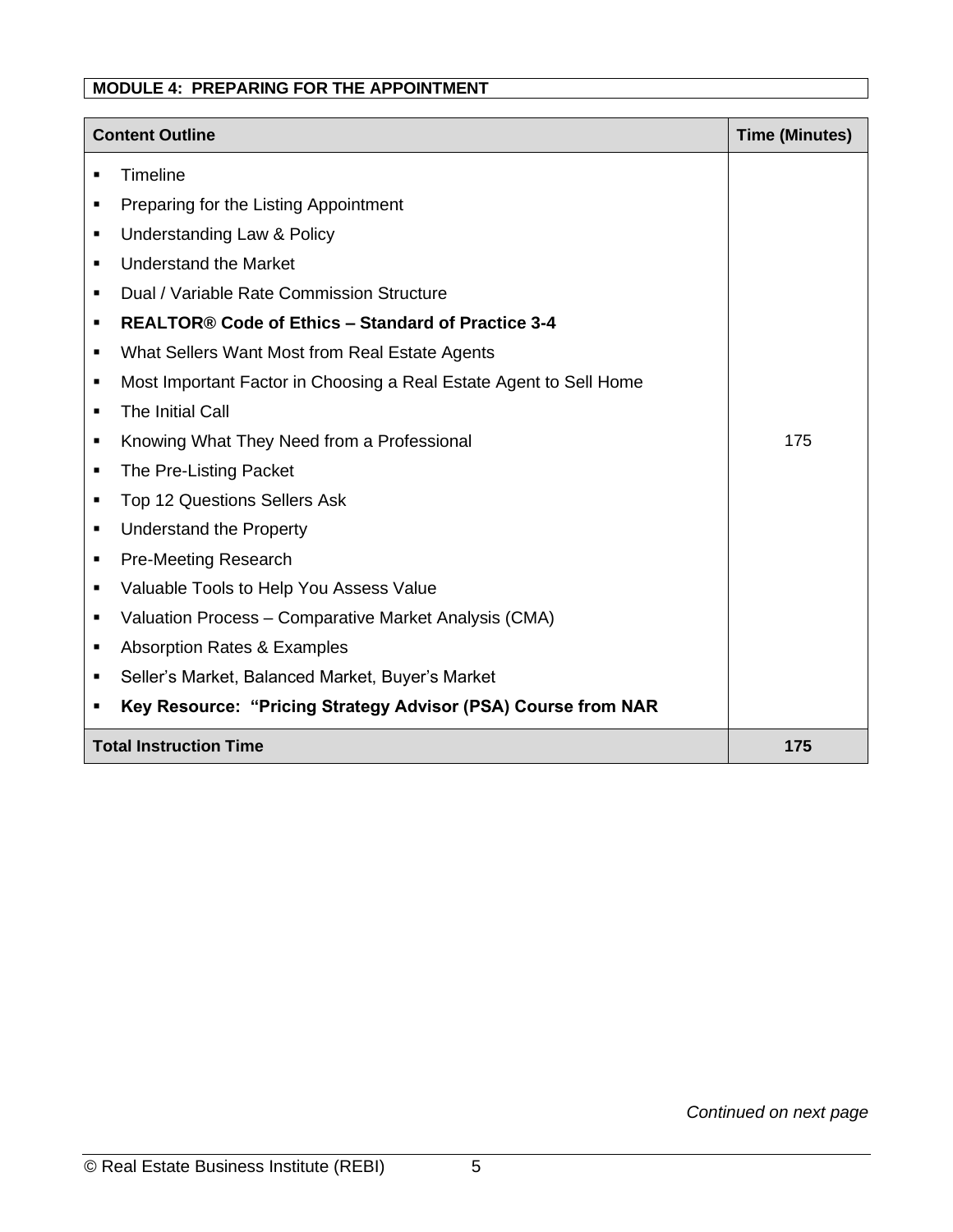**MODULE 4: PREPARING FOR THE APPOINTMENT**

| Content Outline | Time (Minutes) |
|---|---|
| ▪ Timeline<br>▪ Preparing for the Listing Appointment<br>▪ Understanding Law & Policy<br>▪ Understand the Market<br>▪ Dual / Variable Rate Commission Structure<br>▪ **REALTOR® Code of Ethics – Standard of Practice 3-4**<br>▪ What Sellers Want Most from Real Estate Agents<br>▪ Most Important Factor in Choosing a Real Estate Agent to Sell Home<br>▪ The Initial Call<br>▪ Knowing What They Need from a Professional<br>▪ The Pre-Listing Packet<br>▪ Top 12 Questions Sellers Ask<br>▪ Understand the Property<br>▪ Pre-Meeting Research<br>▪ Valuable Tools to Help You Assess Value<br>▪ Valuation Process – Comparative Market Analysis (CMA)<br>▪ Absorption Rates & Examples<br>▪ Seller's Market, Balanced Market, Buyer's Market<br>▪ **Key Resource: "Pricing Strategy Advisor (PSA) Course from NAR** | 175 |
| **Total Instruction Time** | **175** |

*Continued on next page*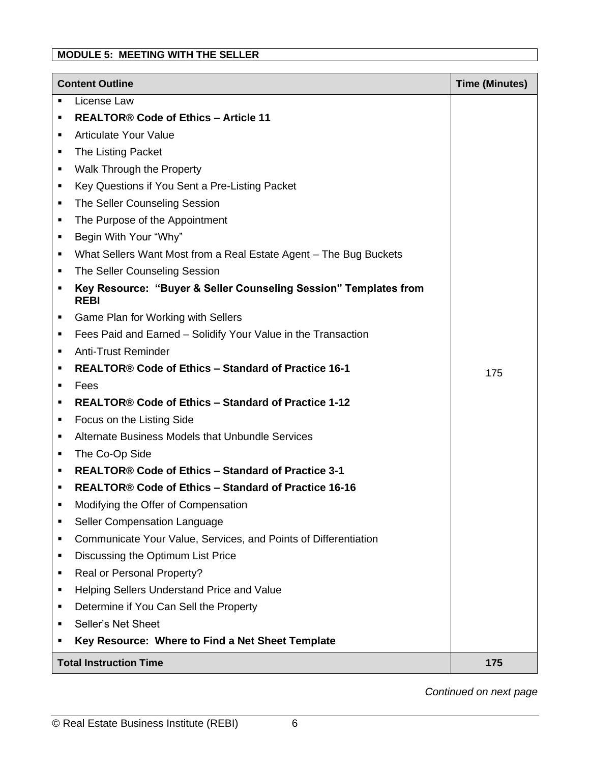**MODULE 5: MEETING WITH THE SELLER**

| Content Outline | Time (Minutes) |
|---|---|
| ▪ License Law<br>▪ **REALTOR® Code of Ethics – Article 11**<br>▪ Articulate Your Value<br>▪ The Listing Packet<br>▪ Walk Through the Property<br>▪ Key Questions if You Sent a Pre-Listing Packet<br>▪ The Seller Counseling Session<br>▪ The Purpose of the Appointment<br>▪ Begin With Your "Why"<br>▪ What Sellers Want Most from a Real Estate Agent – The Bug Buckets<br>▪ The Seller Counseling Session<br>▪ **Key Resource: "Buyer & Seller Counseling Session" Templates from REBI**<br>▪ Game Plan for Working with Sellers<br>▪ Fees Paid and Earned – Solidify Your Value in the Transaction<br>▪ Anti-Trust Reminder<br>▪ **REALTOR® Code of Ethics – Standard of Practice 16-1**<br>▪ Fees<br>▪ **REALTOR® Code of Ethics – Standard of Practice 1-12**<br>▪ Focus on the Listing Side<br>▪ Alternate Business Models that Unbundle Services<br>▪ The Co-Op Side<br>▪ **REALTOR® Code of Ethics – Standard of Practice 3-1**<br>▪ **REALTOR® Code of Ethics – Standard of Practice 16-16**<br>▪ Modifying the Offer of Compensation<br>▪ Seller Compensation Language<br>▪ Communicate Your Value, Services, and Points of Differentiation<br>▪ Discussing the Optimum List Price<br>▪ Real or Personal Property?<br>▪ Helping Sellers Understand Price and Value<br>▪ Determine if You Can Sell the Property<br>▪ Seller's Net Sheet<br>▪ **Key Resource: Where to Find a Net Sheet Template** | 175 |
| **Total Instruction Time** | **175** |

*Continued on next page*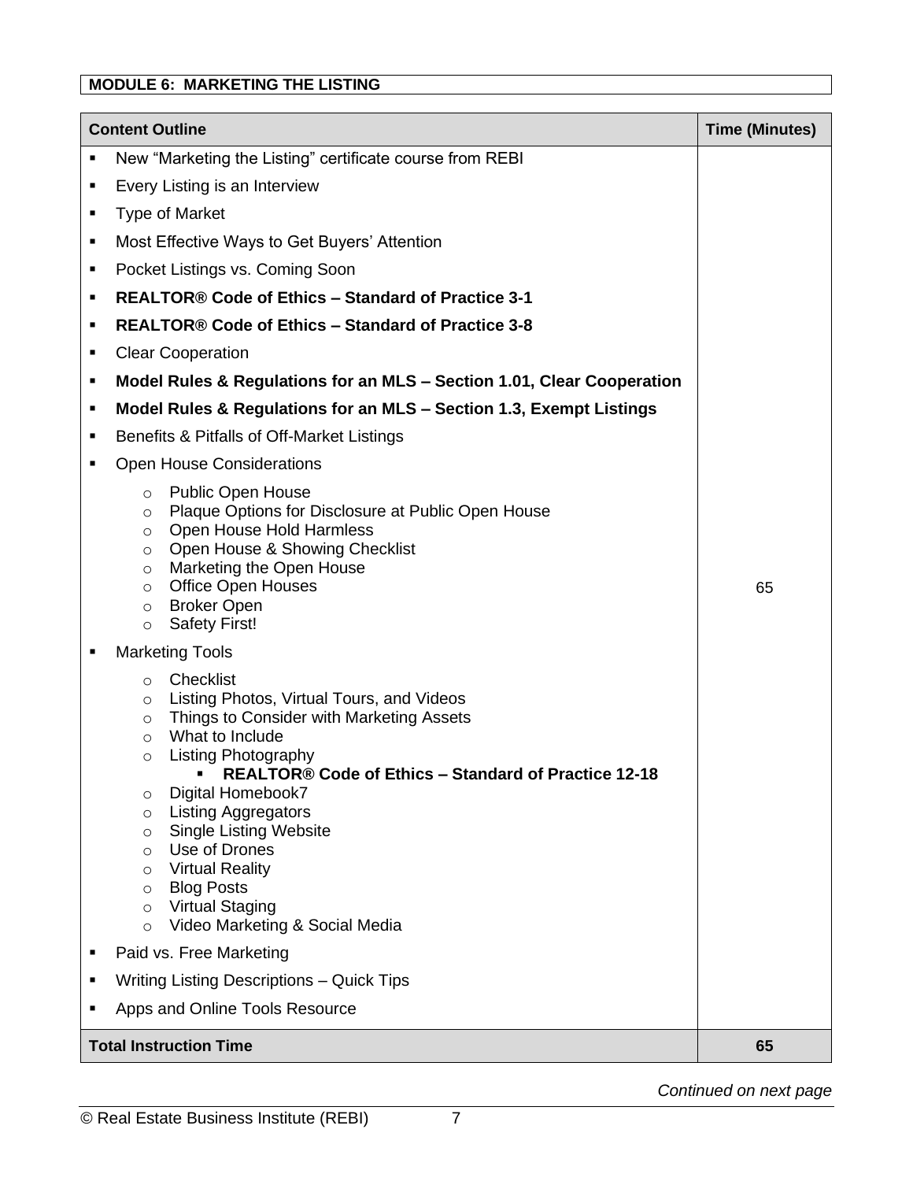**MODULE 6: MARKETING THE LISTING**

| Content Outline | Time (Minutes) |
|---|---|
| ▪ New "Marketing the Listing" certificate course from REBI<br>▪ Every Listing is an Interview<br>▪ Type of Market<br>▪ Most Effective Ways to Get Buyers' Attention<br>▪ Pocket Listings vs. Coming Soon<br>▪ **REALTOR® Code of Ethics – Standard of Practice 3-1**<br>▪ **REALTOR® Code of Ethics – Standard of Practice 3-8**<br>▪ Clear Cooperation<br>▪ **Model Rules & Regulations for an MLS – Section 1.01, Clear Cooperation**<br>▪ **Model Rules & Regulations for an MLS – Section 1.3, Exempt Listings**<br>▪ Benefits & Pitfalls of Off-Market Listings<br>▪ Open House Considerations<br>  ○ Public Open House<br>  ○ Plaque Options for Disclosure at Public Open House<br>  ○ Open House Hold Harmless<br>  ○ Open House & Showing Checklist<br>  ○ Marketing the Open House<br>  ○ Office Open Houses<br>  ○ Broker Open<br>  ○ Safety First!<br>▪ Marketing Tools<br>  ○ Checklist<br>  ○ Listing Photos, Virtual Tours, and Videos<br>  ○ Things to Consider with Marketing Assets<br>  ○ What to Include<br>  ○ Listing Photography<br>    ▪ **REALTOR® Code of Ethics – Standard of Practice 12-18**<br>  ○ Digital Homebook7<br>  ○ Listing Aggregators<br>  ○ Single Listing Website<br>  ○ Use of Drones<br>  ○ Virtual Reality<br>  ○ Blog Posts<br>  ○ Virtual Staging<br>  ○ Video Marketing & Social Media<br>▪ Paid vs. Free Marketing<br>▪ Writing Listing Descriptions – Quick Tips<br>▪ Apps and Online Tools Resource | 65 |
| **Total Instruction Time** | **65** |

*Continued on next page*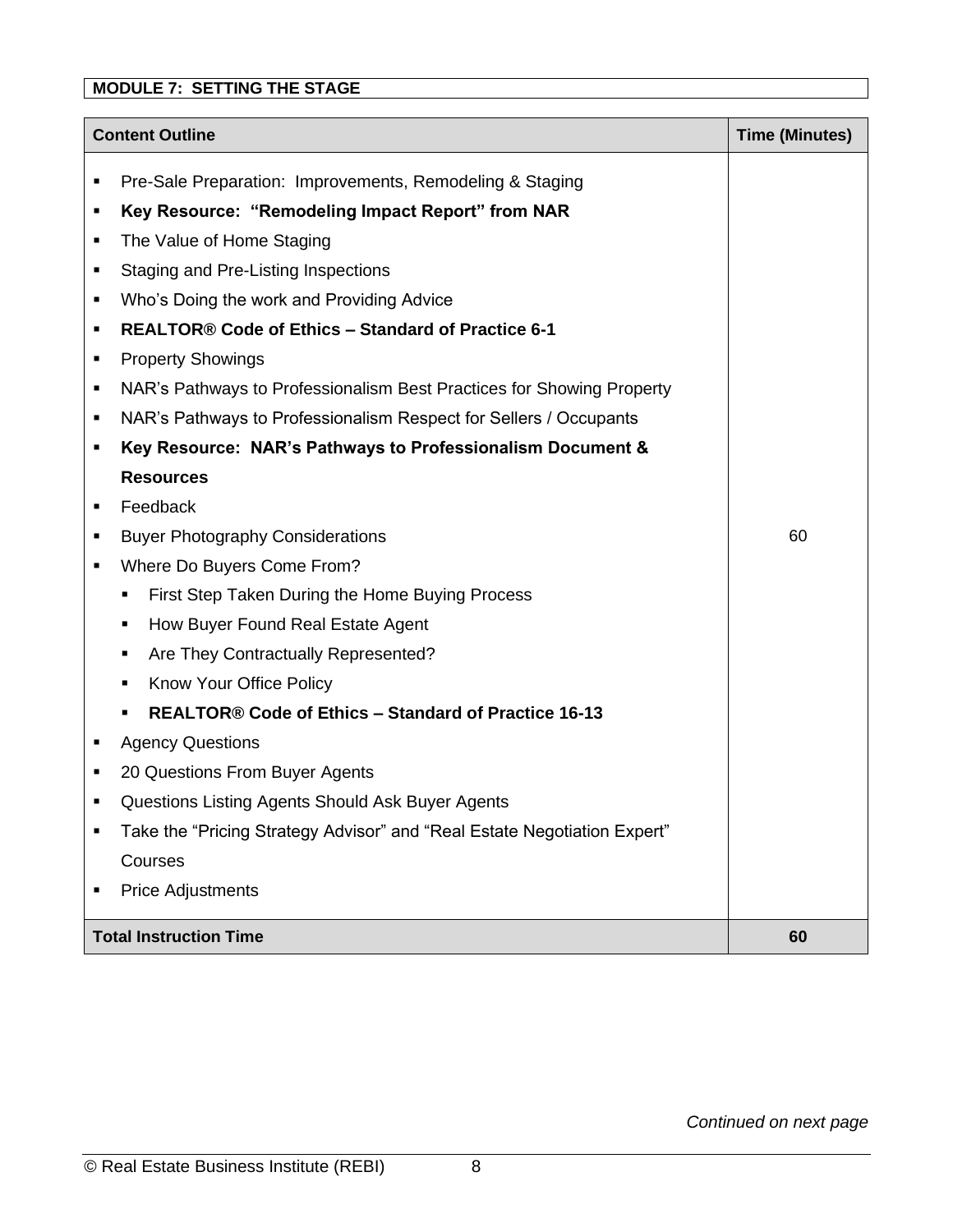## MODULE 7: SETTING THE STAGE

| Content Outline | Time (Minutes) |
|---|---|
| ▪ Pre-Sale Preparation: Improvements, Remodeling & Staging<br>▪ **Key Resource: "Remodeling Impact Report" from NAR**<br>▪ The Value of Home Staging<br>▪ Staging and Pre-Listing Inspections<br>▪ Who's Doing the work and Providing Advice<br>▪ **REALTOR® Code of Ethics – Standard of Practice 6-1**<br>▪ Property Showings<br>▪ NAR's Pathways to Professionalism Best Practices for Showing Property<br>▪ NAR's Pathways to Professionalism Respect for Sellers / Occupants<br>▪ **Key Resource: NAR's Pathways to Professionalism Document & Resources**<br>▪ Feedback<br>▪ Buyer Photography Considerations<br>▪ Where Do Buyers Come From?<br>&nbsp;&nbsp;&nbsp;&nbsp;▪ First Step Taken During the Home Buying Process<br>&nbsp;&nbsp;&nbsp;&nbsp;▪ How Buyer Found Real Estate Agent<br>&nbsp;&nbsp;&nbsp;&nbsp;▪ Are They Contractually Represented?<br>&nbsp;&nbsp;&nbsp;&nbsp;▪ Know Your Office Policy<br>&nbsp;&nbsp;&nbsp;&nbsp;▪ **REALTOR® Code of Ethics – Standard of Practice 16-13**<br>▪ Agency Questions<br>▪ 20 Questions From Buyer Agents<br>▪ Questions Listing Agents Should Ask Buyer Agents<br>▪ Take the "Pricing Strategy Advisor" and "Real Estate Negotiation Expert" Courses<br>▪ Price Adjustments | 60 |
| **Total Instruction Time** | **60** |

*Continued on next page*

© Real Estate Business Institute (REBI)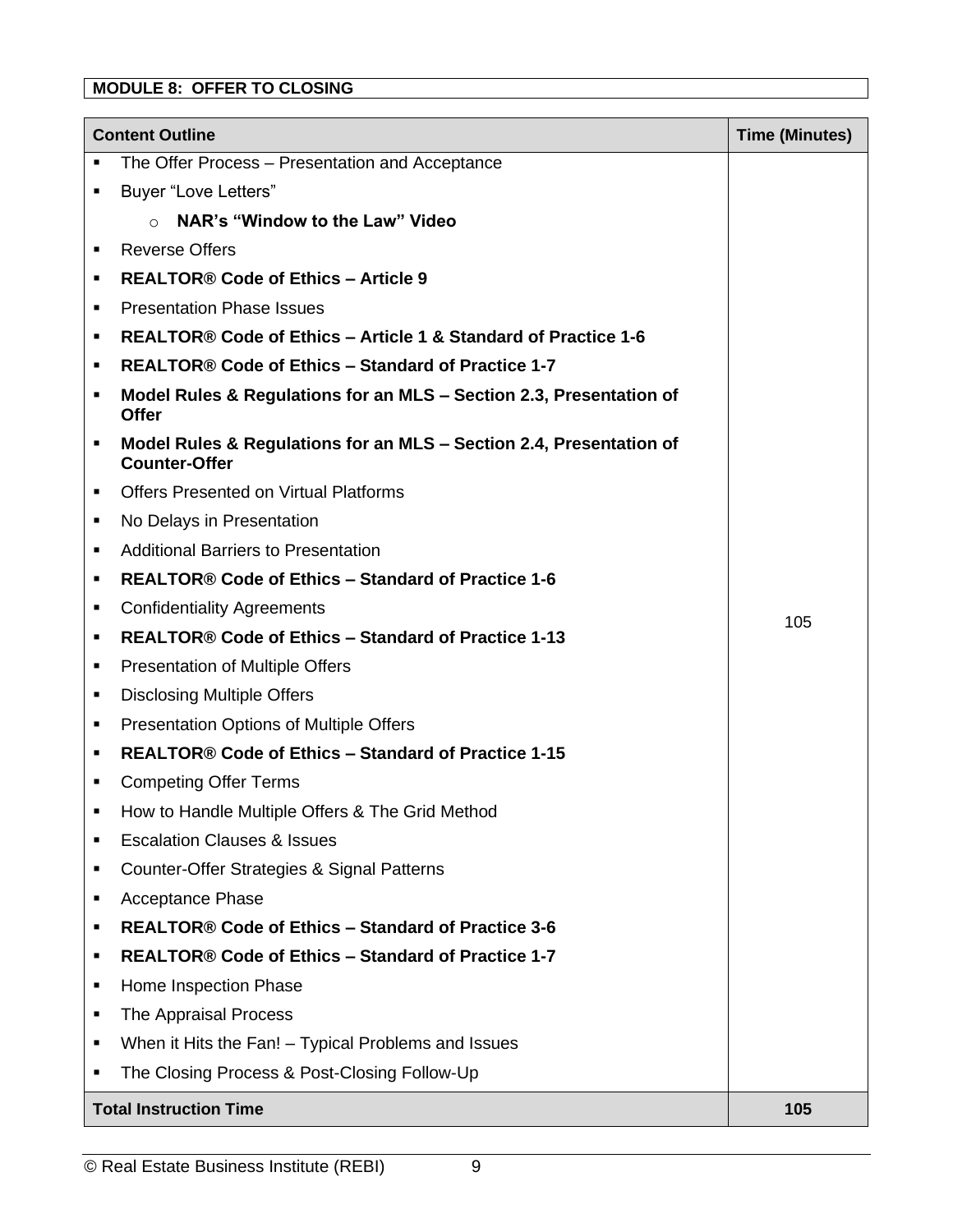**MODULE 8: OFFER TO CLOSING**

| Content Outline | Time (Minutes) |
|---|---|
| ▪ The Offer Process – Presentation and Acceptance<br>▪ Buyer "Love Letters"<br>&nbsp;&nbsp;&nbsp;&nbsp;○ **NAR's "Window to the Law" Video**<br>▪ Reverse Offers<br>▪ **REALTOR® Code of Ethics – Article 9**<br>▪ Presentation Phase Issues<br>▪ **REALTOR® Code of Ethics – Article 1 & Standard of Practice 1-6**<br>▪ **REALTOR® Code of Ethics – Standard of Practice 1-7**<br>▪ **Model Rules & Regulations for an MLS – Section 2.3, Presentation of Offer**<br>▪ **Model Rules & Regulations for an MLS – Section 2.4, Presentation of Counter-Offer**<br>▪ Offers Presented on Virtual Platforms<br>▪ No Delays in Presentation<br>▪ Additional Barriers to Presentation<br>▪ **REALTOR® Code of Ethics – Standard of Practice 1-6**<br>▪ Confidentiality Agreements<br>▪ **REALTOR® Code of Ethics – Standard of Practice 1-13**<br>▪ Presentation of Multiple Offers<br>▪ Disclosing Multiple Offers<br>▪ Presentation Options of Multiple Offers<br>▪ **REALTOR® Code of Ethics – Standard of Practice 1-15**<br>▪ Competing Offer Terms<br>▪ How to Handle Multiple Offers & The Grid Method<br>▪ Escalation Clauses & Issues<br>▪ Counter-Offer Strategies & Signal Patterns<br>▪ Acceptance Phase<br>▪ **REALTOR® Code of Ethics – Standard of Practice 3-6**<br>▪ **REALTOR® Code of Ethics – Standard of Practice 1-7**<br>▪ Home Inspection Phase<br>▪ The Appraisal Process<br>▪ When it Hits the Fan! – Typical Problems and Issues<br>▪ The Closing Process & Post-Closing Follow-Up | 105 |
| **Total Instruction Time** | **105** |

© Real Estate Business Institute (REBI)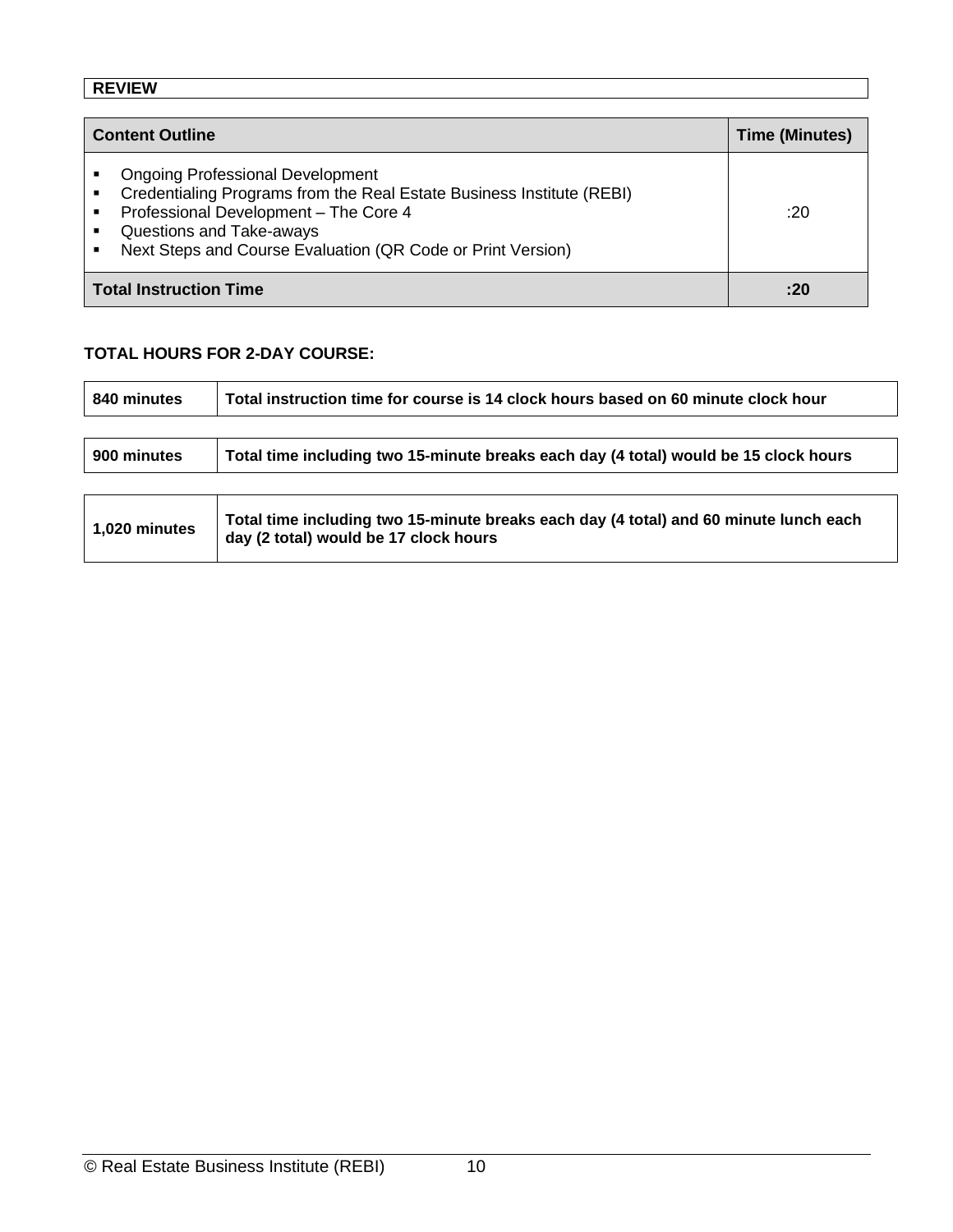## REVIEW

| Content Outline | Time (Minutes) |
|---|---|
| ▪ Ongoing Professional Development<br>▪ Credentialing Programs from the Real Estate Business Institute (REBI)<br>▪ Professional Development – The Core 4<br>▪ Questions and Take-aways<br>▪ Next Steps and Course Evaluation (QR Code or Print Version) | :20 |
| **Total Instruction Time** | **:20** |

**TOTAL HOURS FOR 2-DAY COURSE:**

| | |
|---|---|
| **840 minutes** | **Total instruction time for course is 14 clock hours based on 60 minute clock hour** |
| **900 minutes** | **Total time including two 15-minute breaks each day (4 total) would be 15 clock hours** |
| **1,020 minutes** | **Total time including two 15-minute breaks each day (4 total) and 60 minute lunch each day (2 total) would be 17 clock hours** |

© Real Estate Business Institute (REBI)